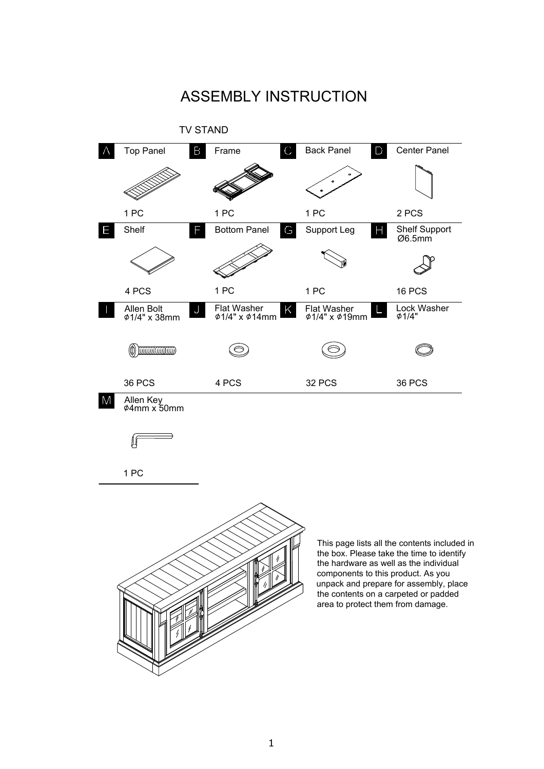# ASSEMBLY INSTRUCTION

TV STAND

| | Part | Qty |
|---|---|---|
| A | Top Panel | 1 PC |
| B | Frame | 1 PC |
| C | Back Panel | 1 PC |
| D | Center Panel | 2 PCS |
| E | Shelf | 4 PCS |
| F | Bottom Panel | 1 PC |
| G | Support Leg | 1 PC |
| H | Shelf Support Ø6.5mm | 16 PCS |
| I | Allen Bolt ϕ1/4" x 38mm | 36 PCS |
| J | Flat Washer ϕ1/4" x ϕ14mm | 4 PCS |
| K | Flat Washer ϕ1/4" x ϕ19mm | 32 PCS |
| L | Lock Washer ϕ1/4" | 36 PCS |
| M | Allen Key ϕ4mm x 50mm | 1 PC |

This page lists all the contents included in the box. Please take the time to identify the hardware as well as the individual components to this product. As you unpack and prepare for assembly, place the contents on a carpeted or padded area to protect them from damage.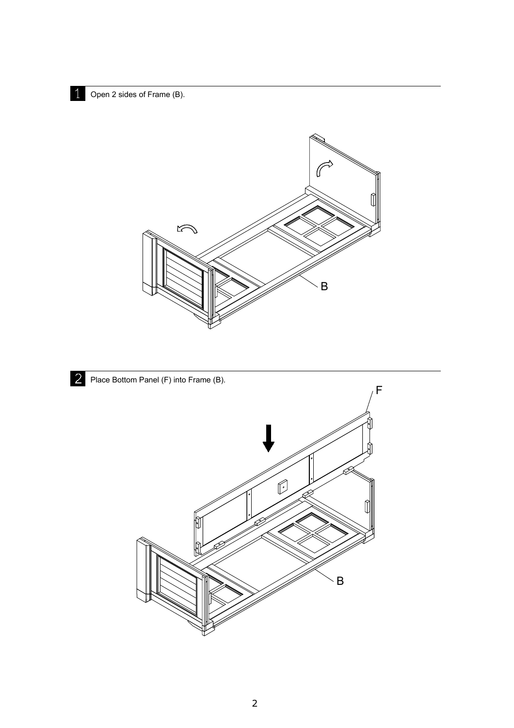**1** Open 2 sides of Frame (B).

B

**2** Place Bottom Panel (F) into Frame (B).

F

B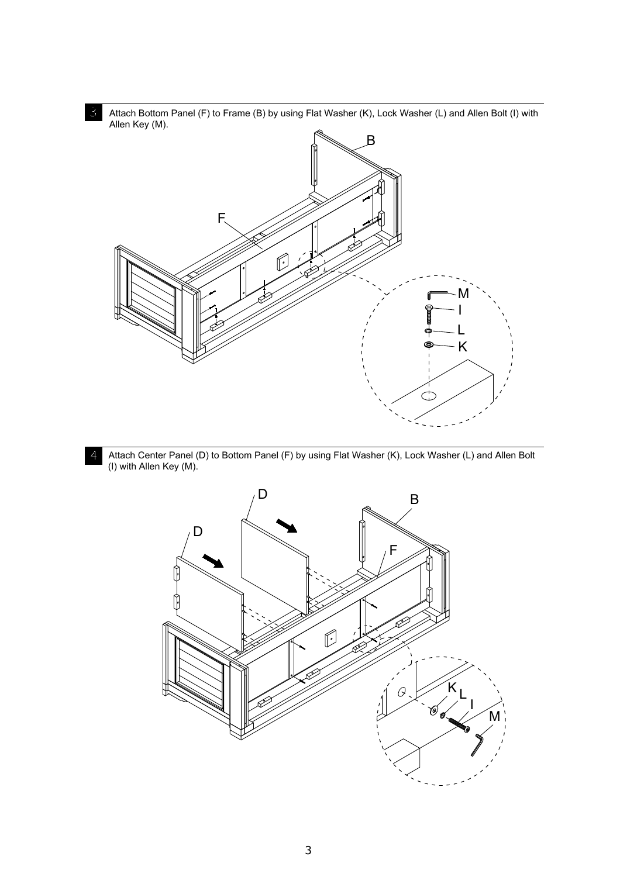3 Attach Bottom Panel (F) to Frame (B) by using Flat Washer (K), Lock Washer (L) and Allen Bolt (I) with Allen Key (M).

4 Attach Center Panel (D) to Bottom Panel (F) by using Flat Washer (K), Lock Washer (L) and Allen Bolt (I) with Allen Key (M).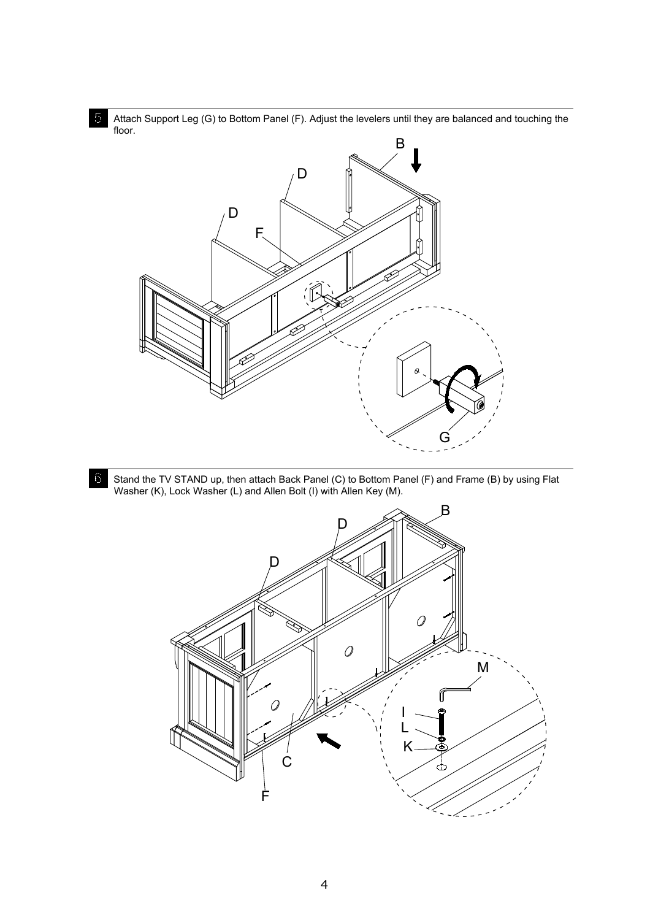5 Attach Support Leg (G) to Bottom Panel (F). Adjust the levelers until they are balanced and touching the floor.

6 Stand the TV STAND up, then attach Back Panel (C) to Bottom Panel (F) and Frame (B) by using Flat Washer (K), Lock Washer (L) and Allen Bolt (I) with Allen Key (M).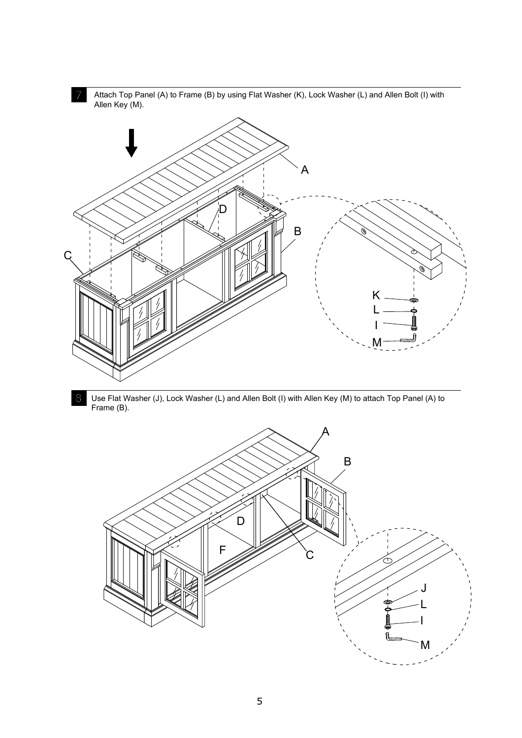7 Attach Top Panel (A) to Frame (B) by using Flat Washer (K), Lock Washer (L) and Allen Bolt (I) with Allen Key (M).

8 Use Flat Washer (J), Lock Washer (L) and Allen Bolt (I) with Allen Key (M) to attach Top Panel (A) to Frame (B).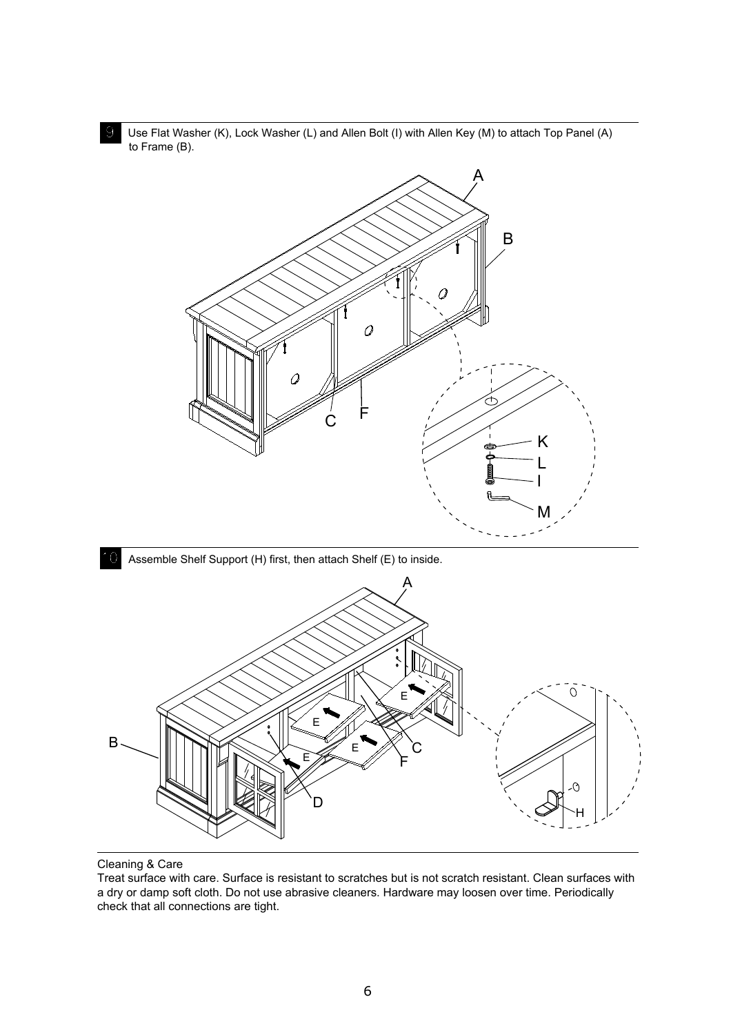**9** Use Flat Washer (K), Lock Washer (L) and Allen Bolt (I) with Allen Key (M) to attach Top Panel (A) to Frame (B).

A
B
C
F
K
L
I
M

**10** Assemble Shelf Support (H) first, then attach Shelf (E) to inside.

A
B
E
E
E
E
C
F
D
H

Cleaning & Care

Treat surface with care. Surface is resistant to scratches but is not scratch resistant. Clean surfaces with a dry or damp soft cloth. Do not use abrasive cleaners. Hardware may loosen over time. Periodically check that all connections are tight.